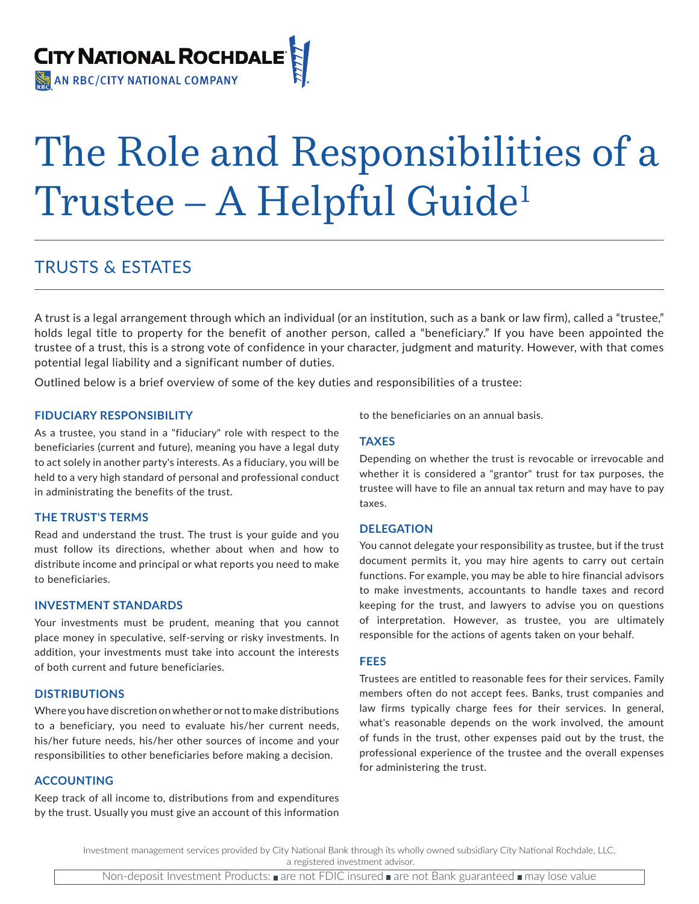CITY NATIONAL ROCHDALE
AN RBC/CITY NATIONAL COMPANY

# The Role and Responsibilities of a Trustee – A Helpful Guide[1]

## TRUSTS & ESTATES

A trust is a legal arrangement through which an individual (or an institution, such as a bank or law firm), called a "trustee," holds legal title to property for the benefit of another person, called a "beneficiary." If you have been appointed the trustee of a trust, this is a strong vote of confidence in your character, judgment and maturity. However, with that comes potential legal liability and a significant number of duties.

Outlined below is a brief overview of some of the key duties and responsibilities of a trustee:

### FIDUCIARY RESPONSIBILITY

As a trustee, you stand in a "fiduciary" role with respect to the beneficiaries (current and future), meaning you have a legal duty to act solely in another party's interests. As a fiduciary, you will be held to a very high standard of personal and professional conduct in administrating the benefits of the trust.

### THE TRUST'S TERMS

Read and understand the trust. The trust is your guide and you must follow its directions, whether about when and how to distribute income and principal or what reports you need to make to beneficiaries.

### INVESTMENT STANDARDS

Your investments must be prudent, meaning that you cannot place money in speculative, self-serving or risky investments. In addition, your investments must take into account the interests of both current and future beneficiaries.

### DISTRIBUTIONS

Where you have discretion on whether or not to make distributions to a beneficiary, you need to evaluate his/her current needs, his/her future needs, his/her other sources of income and your responsibilities to other beneficiaries before making a decision.

### ACCOUNTING

Keep track of all income to, distributions from and expenditures by the trust. Usually you must give an account of this information to the beneficiaries on an annual basis.

### TAXES

Depending on whether the trust is revocable or irrevocable and whether it is considered a "grantor" trust for tax purposes, the trustee will have to file an annual tax return and may have to pay taxes.

### DELEGATION

You cannot delegate your responsibility as trustee, but if the trust document permits it, you may hire agents to carry out certain functions. For example, you may be able to hire financial advisors to make investments, accountants to handle taxes and record keeping for the trust, and lawyers to advise you on questions of interpretation. However, as trustee, you are ultimately responsible for the actions of agents taken on your behalf.

### FEES

Trustees are entitled to reasonable fees for their services. Family members often do not accept fees. Banks, trust companies and law firms typically charge fees for their services. In general, what's reasonable depends on the work involved, the amount of funds in the trust, other expenses paid out by the trust, the professional experience of the trustee and the overall expenses for administering the trust.

Investment management services provided by City National Bank through its wholly owned subsidiary City National Rochdale, LLC, a registered investment advisor.

Non-deposit Investment Products: ■ are not FDIC insured ■ are not Bank guaranteed ■ may lose value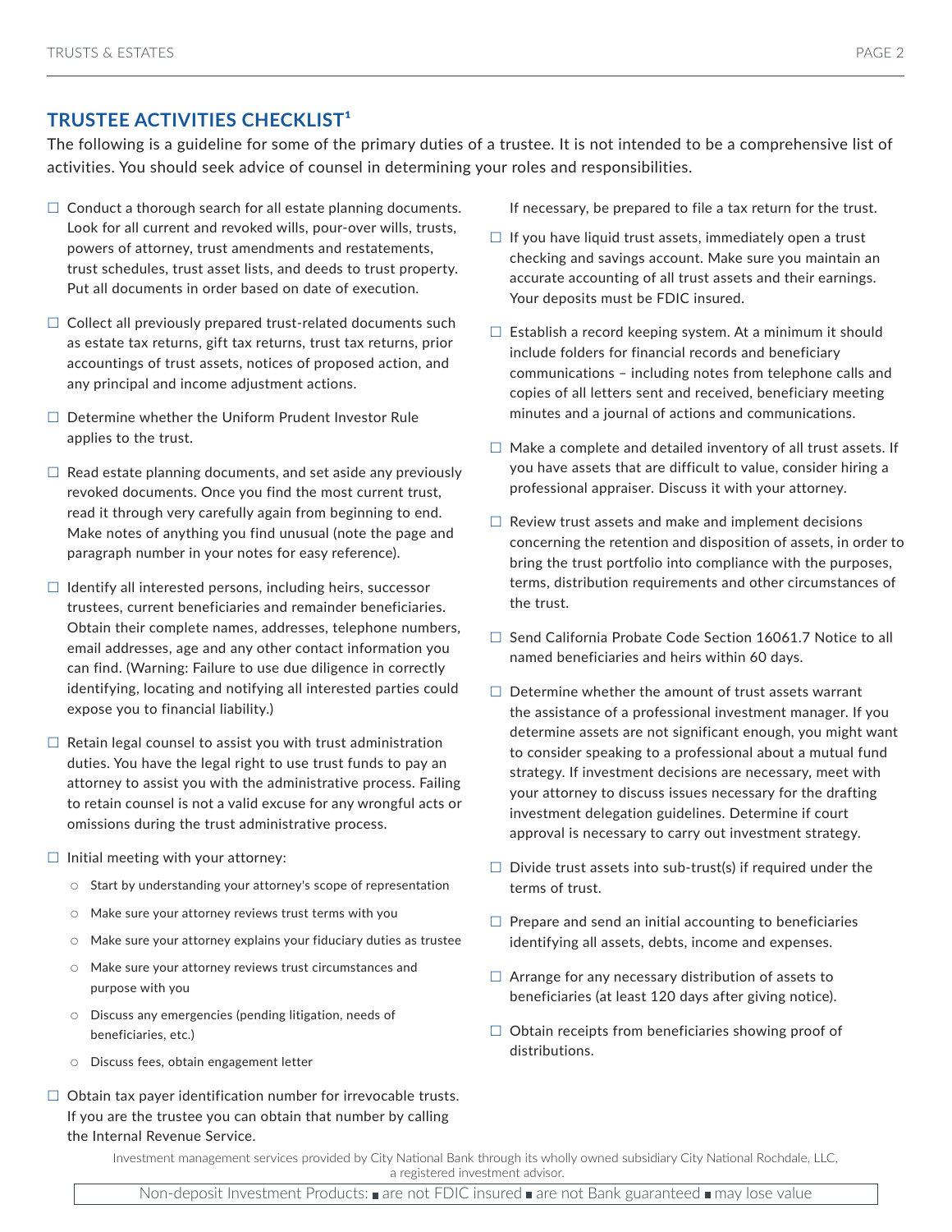## TRUSTEE ACTIVITIES CHECKLIST[1]

The following is a guideline for some of the primary duties of a trustee. It is not intended to be a comprehensive list of activities. You should seek advice of counsel in determining your roles and responsibilities.

- ☐ Conduct a thorough search for all estate planning documents. Look for all current and revoked wills, pour-over wills, trusts, powers of attorney, trust amendments and restatements, trust schedules, trust asset lists, and deeds to trust property. Put all documents in order based on date of execution.
- ☐ Collect all previously prepared trust-related documents such as estate tax returns, gift tax returns, trust tax returns, prior accountings of trust assets, notices of proposed action, and any principal and income adjustment actions.
- ☐ Determine whether the Uniform Prudent Investor Rule applies to the trust.
- ☐ Read estate planning documents, and set aside any previously revoked documents. Once you find the most current trust, read it through very carefully again from beginning to end. Make notes of anything you find unusual (note the page and paragraph number in your notes for easy reference).
- ☐ Identify all interested persons, including heirs, successor trustees, current beneficiaries and remainder beneficiaries. Obtain their complete names, addresses, telephone numbers, email addresses, age and any other contact information you can find. (Warning: Failure to use due diligence in correctly identifying, locating and notifying all interested parties could expose you to financial liability.)
- ☐ Retain legal counsel to assist you with trust administration duties. You have the legal right to use trust funds to pay an attorney to assist you with the administrative process. Failing to retain counsel is not a valid excuse for any wrongful acts or omissions during the trust administrative process.
- ☐ Initial meeting with your attorney:
  - Start by understanding your attorney's scope of representation
  - Make sure your attorney reviews trust terms with you
  - Make sure your attorney explains your fiduciary duties as trustee
  - Make sure your attorney reviews trust circumstances and purpose with you
  - Discuss any emergencies (pending litigation, needs of beneficiaries, etc.)
  - Discuss fees, obtain engagement letter
- ☐ Obtain tax payer identification number for irrevocable trusts. If you are the trustee you can obtain that number by calling the Internal Revenue Service. If necessary, be prepared to file a tax return for the trust.
- ☐ If you have liquid trust assets, immediately open a trust checking and savings account. Make sure you maintain an accurate accounting of all trust assets and their earnings. Your deposits must be FDIC insured.
- ☐ Establish a record keeping system. At a minimum it should include folders for financial records and beneficiary communications – including notes from telephone calls and copies of all letters sent and received, beneficiary meeting minutes and a journal of actions and communications.
- ☐ Make a complete and detailed inventory of all trust assets. If you have assets that are difficult to value, consider hiring a professional appraiser. Discuss it with your attorney.
- ☐ Review trust assets and make and implement decisions concerning the retention and disposition of assets, in order to bring the trust portfolio into compliance with the purposes, terms, distribution requirements and other circumstances of the trust.
- ☐ Send California Probate Code Section 16061.7 Notice to all named beneficiaries and heirs within 60 days.
- ☐ Determine whether the amount of trust assets warrant the assistance of a professional investment manager. If you determine assets are not significant enough, you might want to consider speaking to a professional about a mutual fund strategy. If investment decisions are necessary, meet with your attorney to discuss issues necessary for the drafting investment delegation guidelines. Determine if court approval is necessary to carry out investment strategy.
- ☐ Divide trust assets into sub-trust(s) if required under the terms of trust.
- ☐ Prepare and send an initial accounting to beneficiaries identifying all assets, debts, income and expenses.
- ☐ Arrange for any necessary distribution of assets to beneficiaries (at least 120 days after giving notice).
- ☐ Obtain receipts from beneficiaries showing proof of distributions.

Investment management services provided by City National Bank through its wholly owned subsidiary City National Rochdale, LLC, a registered investment advisor.

Non-deposit Investment Products: ■ are not FDIC insured ■ are not Bank guaranteed ■ may lose value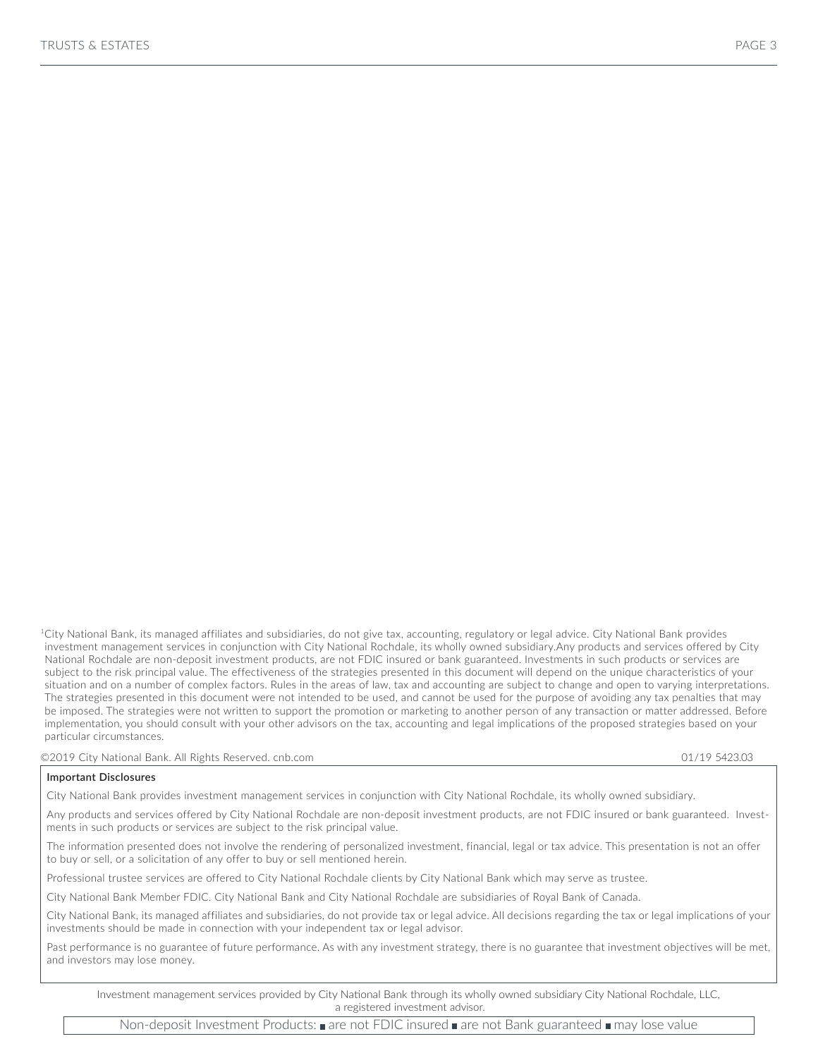[1]City National Bank, its managed affiliates and subsidiaries, do not give tax, accounting, regulatory or legal advice. City National Bank provides investment management services in conjunction with City National Rochdale, its wholly owned subsidiary.Any products and services offered by City National Rochdale are non-deposit investment products, are not FDIC insured or bank guaranteed. Investments in such products or services are subject to the risk principal value. The effectiveness of the strategies presented in this document will depend on the unique characteristics of your situation and on a number of complex factors. Rules in the areas of law, tax and accounting are subject to change and open to varying interpretations. The strategies presented in this document were not intended to be used, and cannot be used for the purpose of avoiding any tax penalties that may be imposed. The strategies were not written to support the promotion or marketing to another person of any transaction or matter addressed. Before implementation, you should consult with your other advisors on the tax, accounting and legal implications of the proposed strategies based on your particular circumstances.

©2019 City National Bank. All Rights Reserved. cnb.com

01/19 5423.03

**Important Disclosures**

City National Bank provides investment management services in conjunction with City National Rochdale, its wholly owned subsidiary.

Any products and services offered by City National Rochdale are non-deposit investment products, are not FDIC insured or bank guaranteed. Investments in such products or services are subject to the risk principal value.

The information presented does not involve the rendering of personalized investment, financial, legal or tax advice. This presentation is not an offer to buy or sell, or a solicitation of any offer to buy or sell mentioned herein.

Professional trustee services are offered to City National Rochdale clients by City National Bank which may serve as trustee.

City National Bank Member FDIC. City National Bank and City National Rochdale are subsidiaries of Royal Bank of Canada.

City National Bank, its managed affiliates and subsidiaries, do not provide tax or legal advice. All decisions regarding the tax or legal implications of your investments should be made in connection with your independent tax or legal advisor.

Past performance is no guarantee of future performance. As with any investment strategy, there is no guarantee that investment objectives will be met, and investors may lose money.

Investment management services provided by City National Bank through its wholly owned subsidiary City National Rochdale, LLC, a registered investment advisor.

Non-deposit Investment Products: ■ are not FDIC insured ■ are not Bank guaranteed ■ may lose value